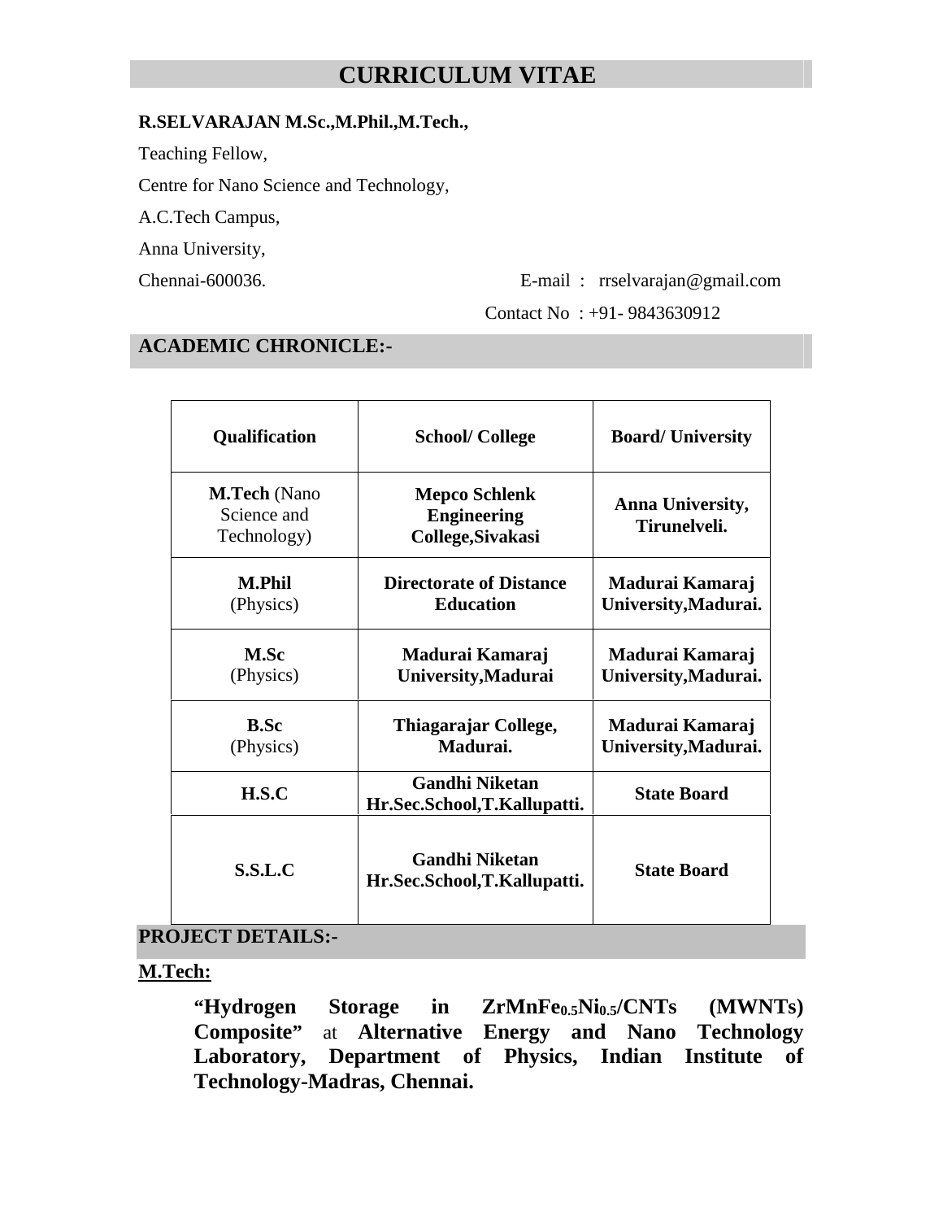# CURRICULUM VITAE

**R.SELVARAJAN M.Sc.,M.Phil.,M.Tech.,**

Teaching Fellow,

Centre for Nano Science and Technology,

A.C.Tech Campus,

Anna University,

Chennai-600036.

E-mail : rrselvarajan@gmail.com

Contact No : +91- 9843630912

## ACADEMIC CHRONICLE:-

| Qualification | School/ College | Board/ University |
|---|---|---|
| **M.Tech** (Nano Science and Technology) | **Mepco Schlenk Engineering College,Sivakasi** | **Anna University, Tirunelveli.** |
| **M.Phil** (Physics) | **Directorate of Distance Education** | **Madurai Kamaraj University,Madurai.** |
| **M.Sc** (Physics) | **Madurai Kamaraj University,Madurai** | **Madurai Kamaraj University,Madurai.** |
| **B.Sc** (Physics) | **Thiagarajar College, Madurai.** | **Madurai Kamaraj University,Madurai.** |
| **H.S.C** | **Gandhi Niketan Hr.Sec.School,T.Kallupatti.** | **State Board** |
| **S.S.L.C** | **Gandhi Niketan Hr.Sec.School,T.Kallupatti.** | **State Board** |

## PROJECT DETAILS:-

**M.Tech:**

**"Hydrogen Storage in $ZrMnFe_{0.5}Ni_{0.5}$/CNTs (MWNTs) Composite"** at **Alternative Energy and Nano Technology Laboratory, Department of Physics, Indian Institute of Technology-Madras, Chennai.**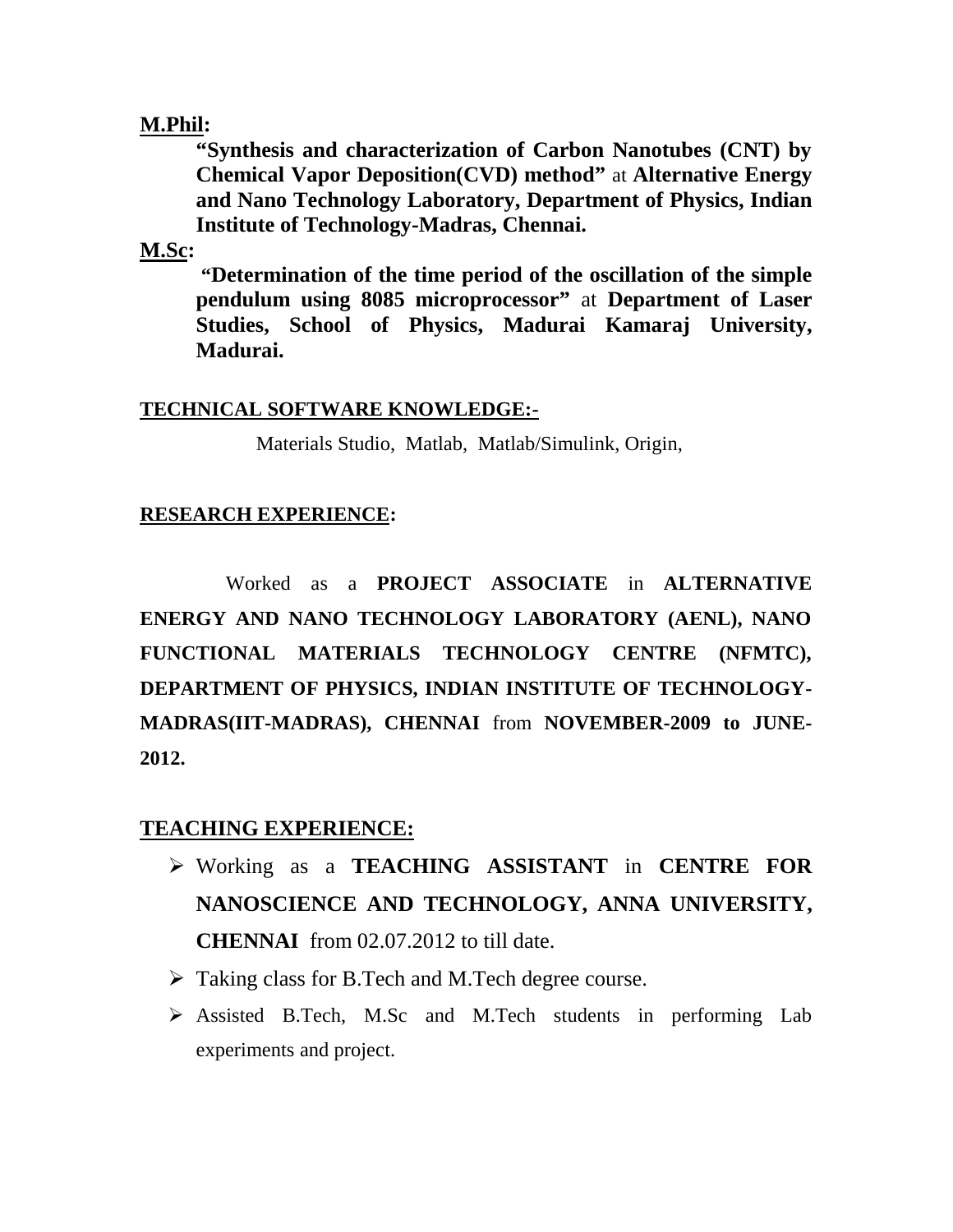**M.Phil:**

**"Synthesis and characterization of Carbon Nanotubes (CNT) by Chemical Vapor Deposition(CVD) method"** at **Alternative Energy and Nano Technology Laboratory, Department of Physics, Indian Institute of Technology-Madras, Chennai.**

**M.Sc:**

**"Determination of the time period of the oscillation of the simple pendulum using 8085 microprocessor"** at **Department of Laser Studies, School of Physics, Madurai Kamaraj University, Madurai.**

## TECHNICAL SOFTWARE KNOWLEDGE:-

Materials Studio, Matlab, Matlab/Simulink, Origin,

## RESEARCH EXPERIENCE:

Worked as a **PROJECT ASSOCIATE** in **ALTERNATIVE ENERGY AND NANO TECHNOLOGY LABORATORY (AENL), NANO FUNCTIONAL MATERIALS TECHNOLOGY CENTRE (NFMTC), DEPARTMENT OF PHYSICS, INDIAN INSTITUTE OF TECHNOLOGY-MADRAS(IIT-MADRAS), CHENNAI** from **NOVEMBER-2009 to JUNE-2012.**

## TEACHING EXPERIENCE:

- Working as a **TEACHING ASSISTANT** in **CENTRE FOR NANOSCIENCE AND TECHNOLOGY, ANNA UNIVERSITY, CHENNAI** from 02.07.2012 to till date.
- Taking class for B.Tech and M.Tech degree course.
- Assisted B.Tech, M.Sc and M.Tech students in performing Lab experiments and project.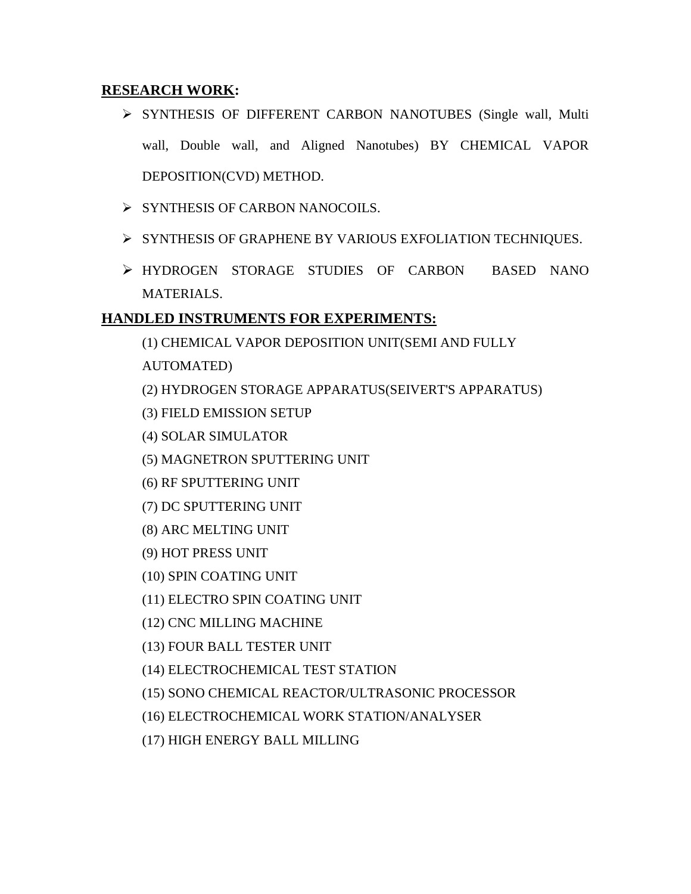**RESEARCH WORK:**

- SYNTHESIS OF DIFFERENT CARBON NANOTUBES (Single wall, Multi wall, Double wall, and Aligned Nanotubes) BY CHEMICAL VAPOR DEPOSITION(CVD) METHOD.
- SYNTHESIS OF CARBON NANOCOILS.
- SYNTHESIS OF GRAPHENE BY VARIOUS EXFOLIATION TECHNIQUES.
- HYDROGEN STORAGE STUDIES OF CARBON BASED NANO MATERIALS.

**HANDLED INSTRUMENTS FOR EXPERIMENTS:**

(1) CHEMICAL VAPOR DEPOSITION UNIT(SEMI AND FULLY AUTOMATED)

(2) HYDROGEN STORAGE APPARATUS(SEIVERT'S APPARATUS)

(3) FIELD EMISSION SETUP

(4) SOLAR SIMULATOR

(5) MAGNETRON SPUTTERING UNIT

(6) RF SPUTTERING UNIT

(7) DC SPUTTERING UNIT

(8) ARC MELTING UNIT

(9) HOT PRESS UNIT

(10) SPIN COATING UNIT

(11) ELECTRO SPIN COATING UNIT

(12) CNC MILLING MACHINE

(13) FOUR BALL TESTER UNIT

(14) ELECTROCHEMICAL TEST STATION

(15) SONO CHEMICAL REACTOR/ULTRASONIC PROCESSOR

(16) ELECTROCHEMICAL WORK STATION/ANALYSER

(17) HIGH ENERGY BALL MILLING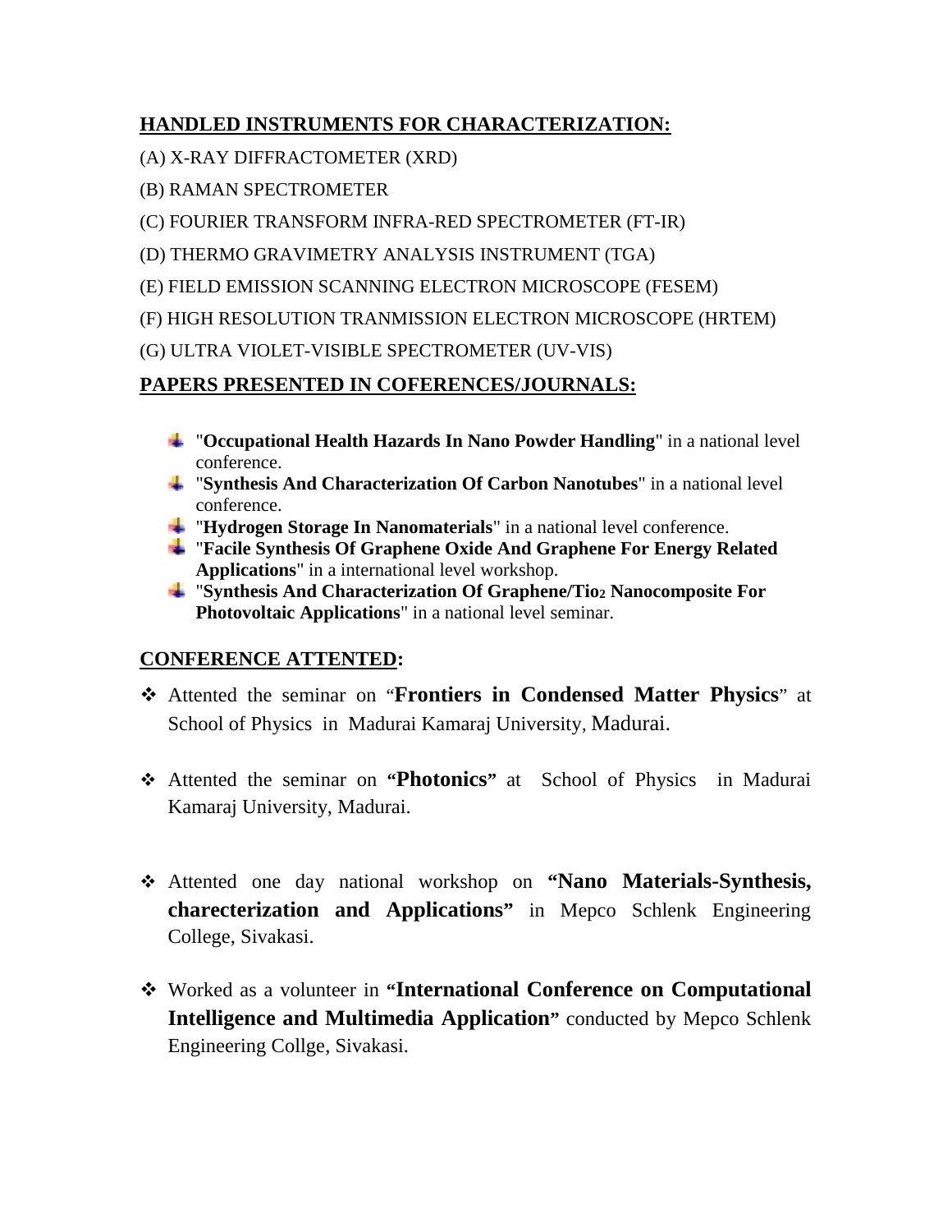## HANDLED INSTRUMENTS FOR CHARACTERIZATION:

(A) X-RAY DIFFRACTOMETER (XRD)

(B) RAMAN SPECTROMETER

(C) FOURIER TRANSFORM INFRA-RED SPECTROMETER (FT-IR)

(D) THERMO GRAVIMETRY ANALYSIS INSTRUMENT (TGA)

(E) FIELD EMISSION SCANNING ELECTRON MICROSCOPE (FESEM)

(F) HIGH RESOLUTION TRANMISSION ELECTRON MICROSCOPE (HRTEM)

(G) ULTRA VIOLET-VISIBLE SPECTROMETER (UV-VIS)

## PAPERS PRESENTED IN COFERENCES/JOURNALS:

- "**Occupational Health Hazards In Nano Powder Handling**" in a national level conference.
- "**Synthesis And Characterization Of Carbon Nanotubes**" in a national level conference.
- "**Hydrogen Storage In Nanomaterials**" in a national level conference.
- "**Facile Synthesis Of Graphene Oxide And Graphene For Energy Related Applications**" in a international level workshop.
- "**Synthesis And Characterization Of Graphene/$Tio_2$ Nanocomposite For Photovoltaic Applications**" in a national level seminar.

## CONFERENCE ATTENTED:

- Attented the seminar on "**Frontiers in Condensed Matter Physics**" at School of Physics in Madurai Kamaraj University, Madurai.
- Attented the seminar on **"Photonics"** at School of Physics in Madurai Kamaraj University, Madurai.
- Attented one day national workshop on **"Nano Materials-Synthesis, charecterization and Applications"** in Mepco Schlenk Engineering College, Sivakasi.
- Worked as a volunteer in **"International Conference on Computational Intelligence and Multimedia Application"** conducted by Mepco Schlenk Engineering Collge, Sivakasi.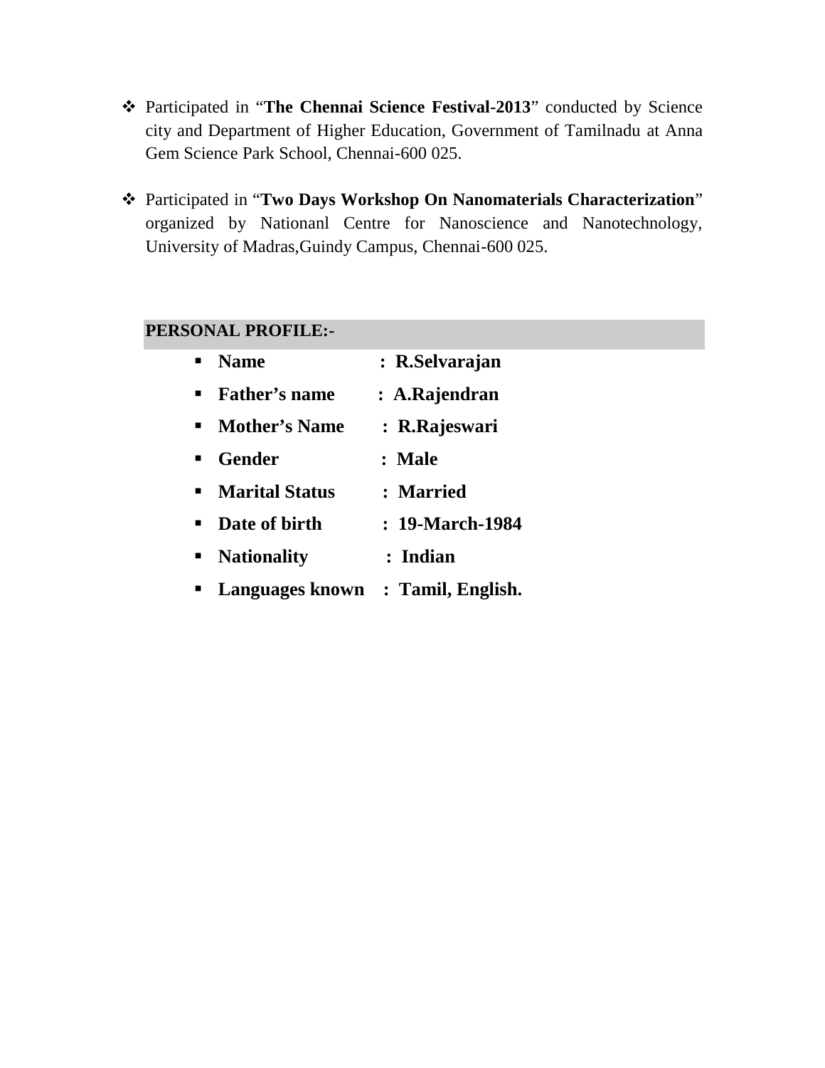- Participated in "**The Chennai Science Festival-2013**" conducted by Science city and Department of Higher Education, Government of Tamilnadu at Anna Gem Science Park School, Chennai-600 025.

- Participated in "**Two Days Workshop On Nanomaterials Characterization**" organized by Nationanl Centre for Nanoscience and Nanotechnology, University of Madras,Guindy Campus, Chennai-600 025.

## PERSONAL PROFILE:-

- **Name : R.Selvarajan**
- **Father's name : A.Rajendran**
- **Mother's Name : R.Rajeswari**
- **Gender : Male**
- **Marital Status : Married**
- **Date of birth : 19-March-1984**
- **Nationality : Indian**
- **Languages known : Tamil, English.**